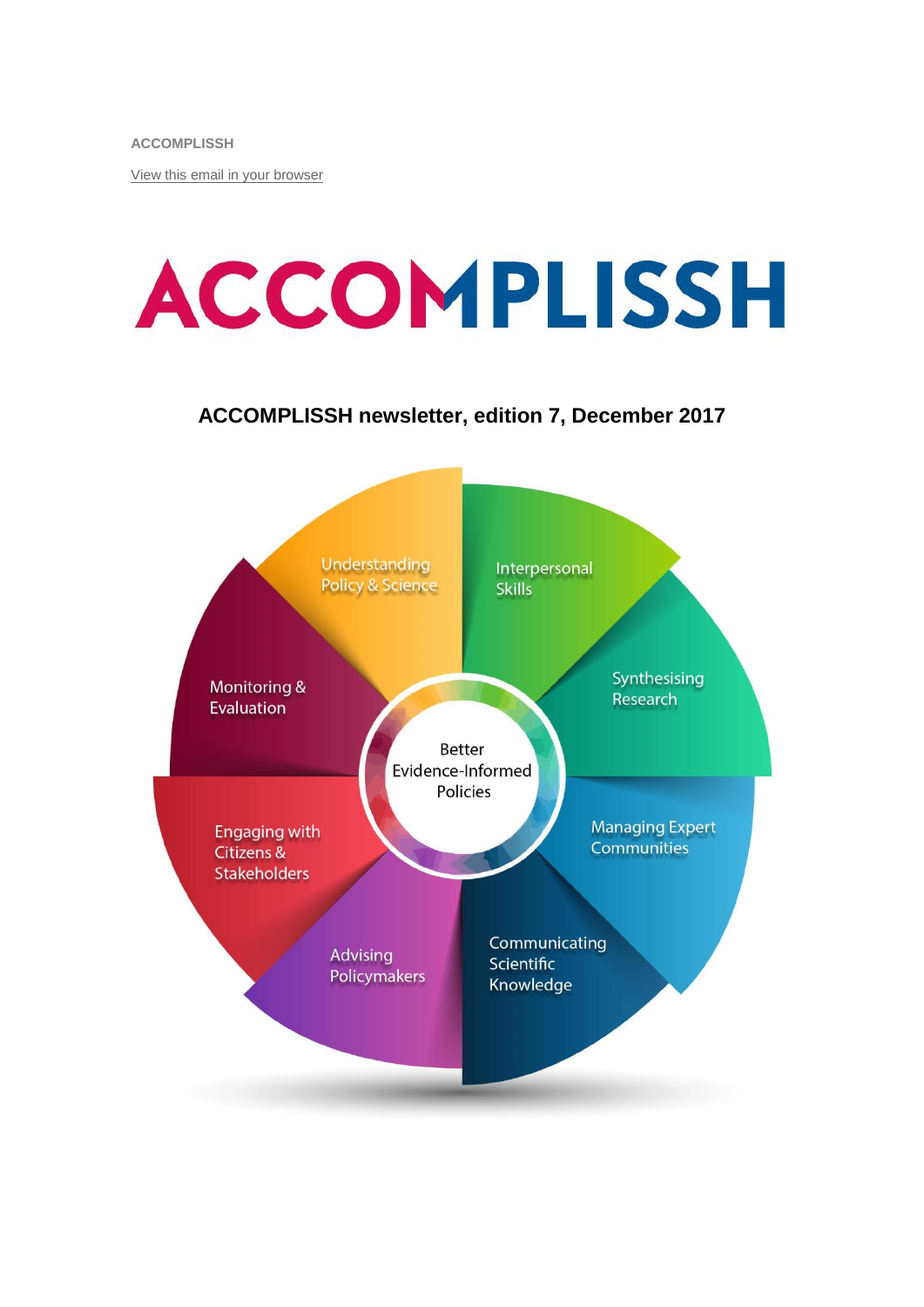ACCOMPLISSH

View this email in your browser

# ACCOMPLISSH

## ACCOMPLISSH newsletter, edition 7, December 2017

Understanding Policy & Science

Interpersonal Skills

Synthesising Research

Managing Expert Communities

Communicating Scientific Knowledge

Advising Policymakers

Engaging with Citizens & Stakeholders

Monitoring & Evaluation

Better Evidence-Informed Policies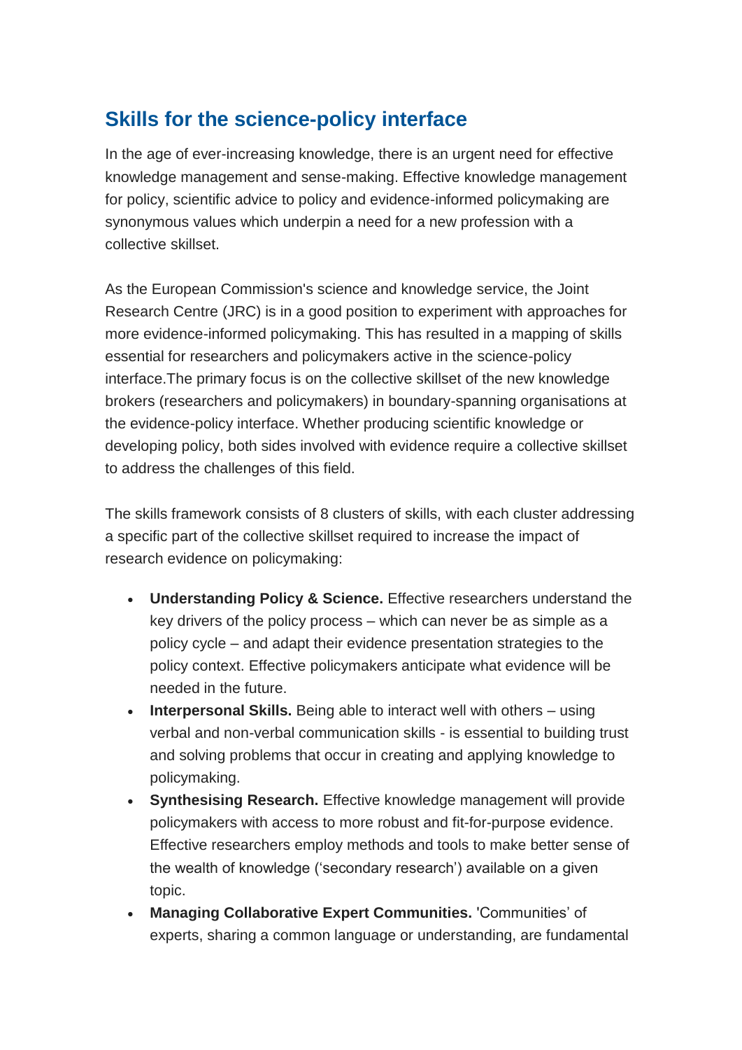## Skills for the science-policy interface

In the age of ever-increasing knowledge, there is an urgent need for effective knowledge management and sense-making. Effective knowledge management for policy, scientific advice to policy and evidence-informed policymaking are synonymous values which underpin a need for a new profession with a collective skillset.

As the European Commission's science and knowledge service, the Joint Research Centre (JRC) is in a good position to experiment with approaches for more evidence-informed policymaking. This has resulted in a mapping of skills essential for researchers and policymakers active in the science-policy interface.The primary focus is on the collective skillset of the new knowledge brokers (researchers and policymakers) in boundary-spanning organisations at the evidence-policy interface. Whether producing scientific knowledge or developing policy, both sides involved with evidence require a collective skillset to address the challenges of this field.

The skills framework consists of 8 clusters of skills, with each cluster addressing a specific part of the collective skillset required to increase the impact of research evidence on policymaking:

- **Understanding Policy & Science.** Effective researchers understand the key drivers of the policy process – which can never be as simple as a policy cycle – and adapt their evidence presentation strategies to the policy context. Effective policymakers anticipate what evidence will be needed in the future.
- **Interpersonal Skills.** Being able to interact well with others – using verbal and non-verbal communication skills - is essential to building trust and solving problems that occur in creating and applying knowledge to policymaking.
- **Synthesising Research.** Effective knowledge management will provide policymakers with access to more robust and fit-for-purpose evidence. Effective researchers employ methods and tools to make better sense of the wealth of knowledge ('secondary research') available on a given topic.
- **Managing Collaborative Expert Communities.** 'Communities' of experts, sharing a common language or understanding, are fundamental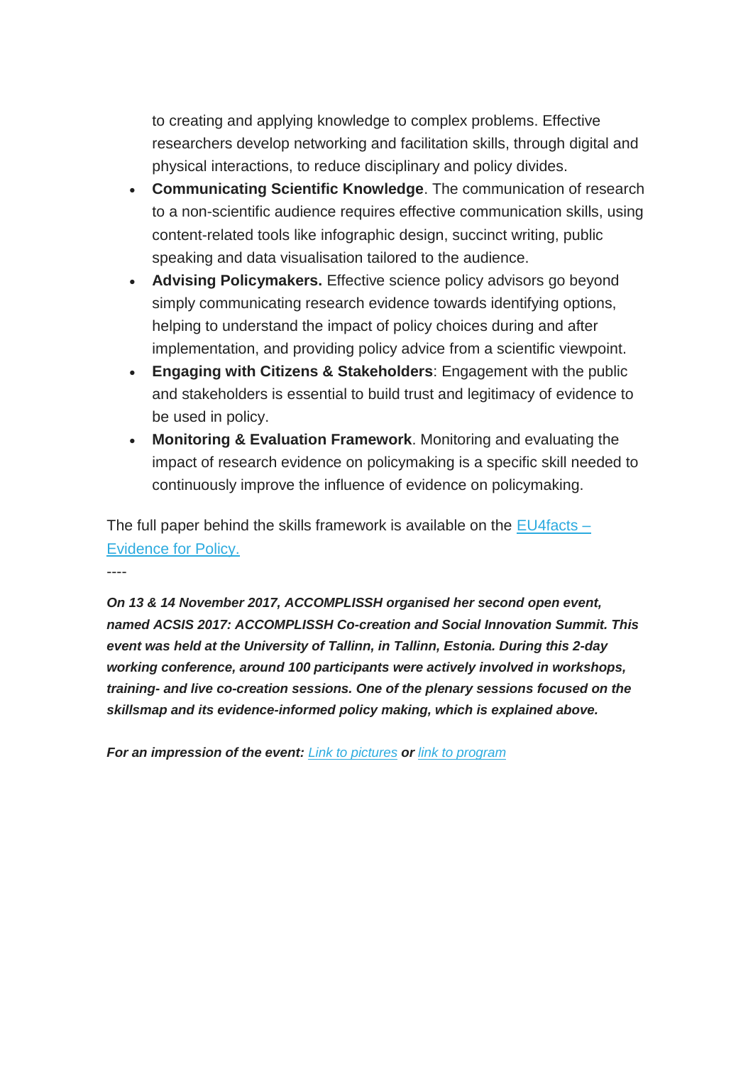to creating and applying knowledge to complex problems. Effective researchers develop networking and facilitation skills, through digital and physical interactions, to reduce disciplinary and policy divides.

- **Communicating Scientific Knowledge**. The communication of research to a non-scientific audience requires effective communication skills, using content-related tools like infographic design, succinct writing, public speaking and data visualisation tailored to the audience.
- **Advising Policymakers.** Effective science policy advisors go beyond simply communicating research evidence towards identifying options, helping to understand the impact of policy choices during and after implementation, and providing policy advice from a scientific viewpoint.
- **Engaging with Citizens & Stakeholders**: Engagement with the public and stakeholders is essential to build trust and legitimacy of evidence to be used in policy.
- **Monitoring & Evaluation Framework**. Monitoring and evaluating the impact of research evidence on policymaking is a specific skill needed to continuously improve the influence of evidence on policymaking.

The full paper behind the skills framework is available on the [EU4facts – Evidence for Policy.]()

----

***On 13 & 14 November 2017, ACCOMPLISSH organised her second open event, named ACSIS 2017: ACCOMPLISSH Co-creation and Social Innovation Summit. This event was held at the University of Tallinn, in Tallinn, Estonia. During this 2-day working conference, around 100 participants were actively involved in workshops, training- and live co-creation sessions. One of the plenary sessions focused on the skillsmap and its evidence-informed policy making, which is explained above.***

***For an impression of the event:*** *[Link to pictures]()* ***or*** *[link to program]()*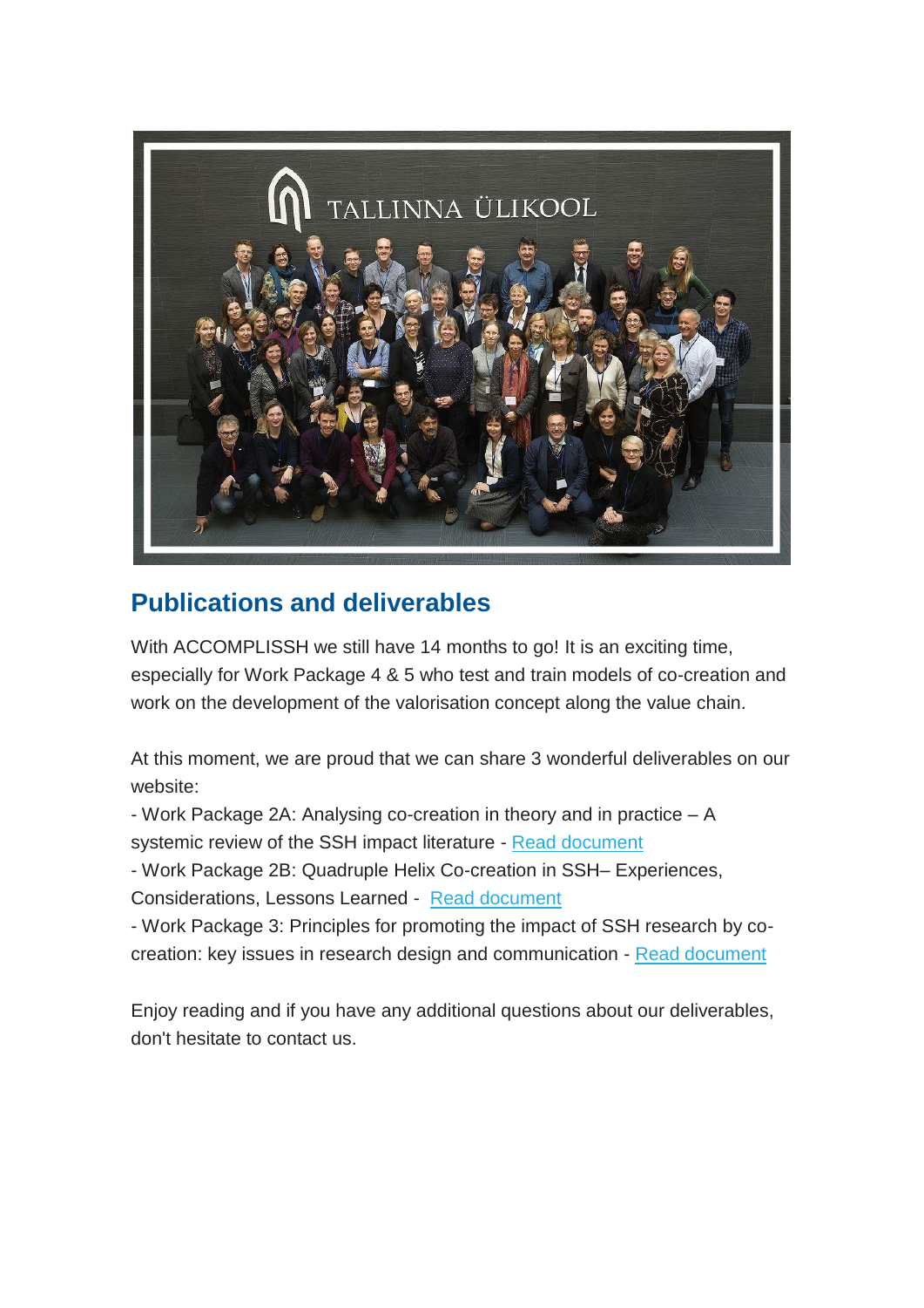## Publications and deliverables

With ACCOMPLISSH we still have 14 months to go! It is an exciting time, especially for Work Package 4 & 5 who test and train models of co-creation and work on the development of the valorisation concept along the value chain.

At this moment, we are proud that we can share 3 wonderful deliverables on our website:

- Work Package 2A: Analysing co-creation in theory and in practice – A systemic review of the SSH impact literature - Read document
- Work Package 2B: Quadruple Helix Co-creation in SSH– Experiences, Considerations, Lessons Learned - Read document
- Work Package 3: Principles for promoting the impact of SSH research by co-creation: key issues in research design and communication - Read document

Enjoy reading and if you have any additional questions about our deliverables, don't hesitate to contact us.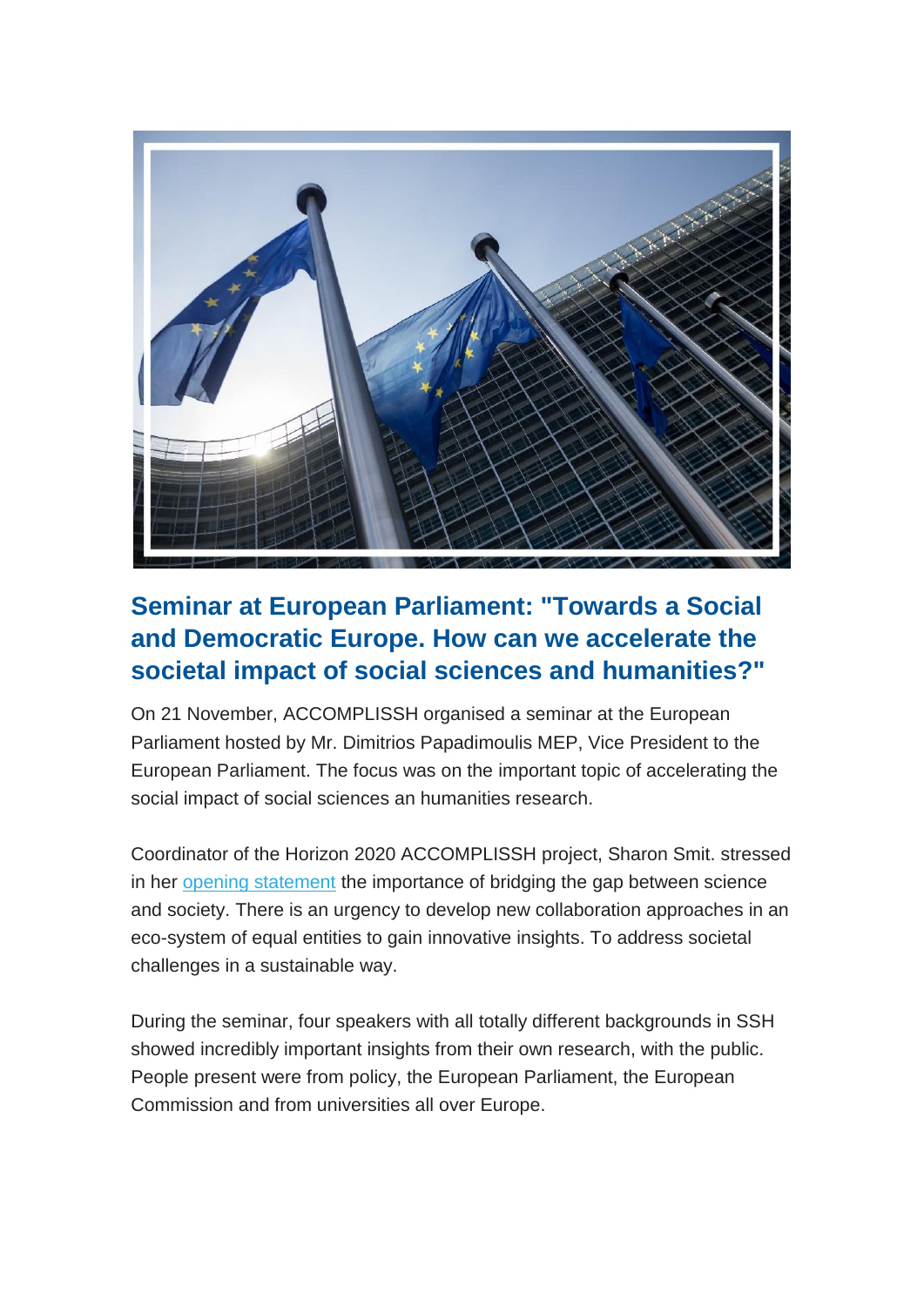## Seminar at European Parliament: "Towards a Social and Democratic Europe. How can we accelerate the societal impact of social sciences and humanities?"

On 21 November, ACCOMPLISSH organised a seminar at the European Parliament hosted by Mr. Dimitrios Papadimoulis MEP, Vice President to the European Parliament. The focus was on the important topic of accelerating the social impact of social sciences an humanities research.

Coordinator of the Horizon 2020 ACCOMPLISSH project, Sharon Smit. stressed in her opening statement the importance of bridging the gap between science and society. There is an urgency to develop new collaboration approaches in an eco-system of equal entities to gain innovative insights. To address societal challenges in a sustainable way.

During the seminar, four speakers with all totally different backgrounds in SSH showed incredibly important insights from their own research, with the public. People present were from policy, the European Parliament, the European Commission and from universities all over Europe.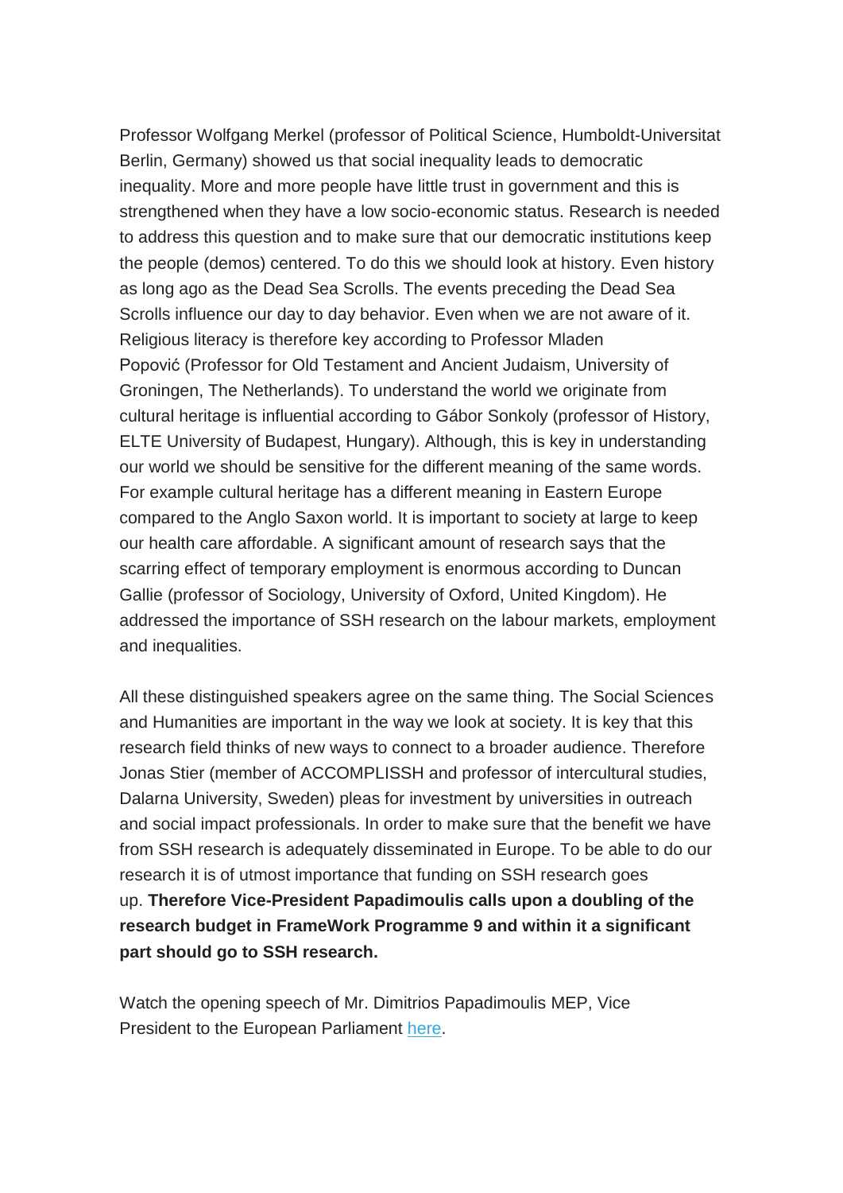Professor Wolfgang Merkel (professor of Political Science, Humboldt-Universitat Berlin, Germany) showed us that social inequality leads to democratic inequality. More and more people have little trust in government and this is strengthened when they have a low socio-economic status. Research is needed to address this question and to make sure that our democratic institutions keep the people (demos) centered. To do this we should look at history. Even history as long ago as the Dead Sea Scrolls. The events preceding the Dead Sea Scrolls influence our day to day behavior. Even when we are not aware of it. Religious literacy is therefore key according to Professor Mladen Popović (Professor for Old Testament and Ancient Judaism, University of Groningen, The Netherlands). To understand the world we originate from cultural heritage is influential according to Gábor Sonkoly (professor of History, ELTE University of Budapest, Hungary). Although, this is key in understanding our world we should be sensitive for the different meaning of the same words. For example cultural heritage has a different meaning in Eastern Europe compared to the Anglo Saxon world. It is important to society at large to keep our health care affordable. A significant amount of research says that the scarring effect of temporary employment is enormous according to Duncan Gallie (professor of Sociology, University of Oxford, United Kingdom). He addressed the importance of SSH research on the labour markets, employment and inequalities.

All these distinguished speakers agree on the same thing. The Social Sciences and Humanities are important in the way we look at society. It is key that this research field thinks of new ways to connect to a broader audience. Therefore Jonas Stier (member of ACCOMPLISSH and professor of intercultural studies, Dalarna University, Sweden) pleas for investment by universities in outreach and social impact professionals. In order to make sure that the benefit we have from SSH research is adequately disseminated in Europe. To be able to do our research it is of utmost importance that funding on SSH research goes up. **Therefore Vice-President Papadimoulis calls upon a doubling of the research budget in FrameWork Programme 9 and within it a significant part should go to SSH research.**

Watch the opening speech of Mr. Dimitrios Papadimoulis MEP, Vice President to the European Parliament [here](here).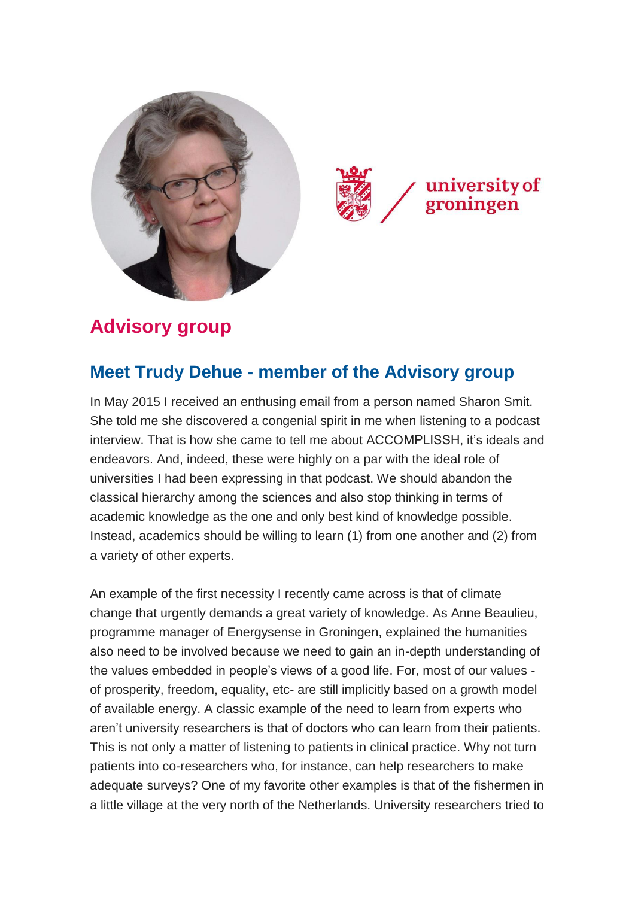## Advisory group

### Meet Trudy Dehue - member of the Advisory group

In May 2015 I received an enthusing email from a person named Sharon Smit. She told me she discovered a congenial spirit in me when listening to a podcast interview. That is how she came to tell me about ACCOMPLISSH, it's ideals and endeavors. And, indeed, these were highly on a par with the ideal role of universities I had been expressing in that podcast. We should abandon the classical hierarchy among the sciences and also stop thinking in terms of academic knowledge as the one and only best kind of knowledge possible. Instead, academics should be willing to learn (1) from one another and (2) from a variety of other experts.

An example of the first necessity I recently came across is that of climate change that urgently demands a great variety of knowledge. As Anne Beaulieu, programme manager of Energysense in Groningen, explained the humanities also need to be involved because we need to gain an in-depth understanding of the values embedded in people's views of a good life. For, most of our values - of prosperity, freedom, equality, etc- are still implicitly based on a growth model of available energy. A classic example of the need to learn from experts who aren't university researchers is that of doctors who can learn from their patients. This is not only a matter of listening to patients in clinical practice. Why not turn patients into co-researchers who, for instance, can help researchers to make adequate surveys? One of my favorite other examples is that of the fishermen in a little village at the very north of the Netherlands. University researchers tried to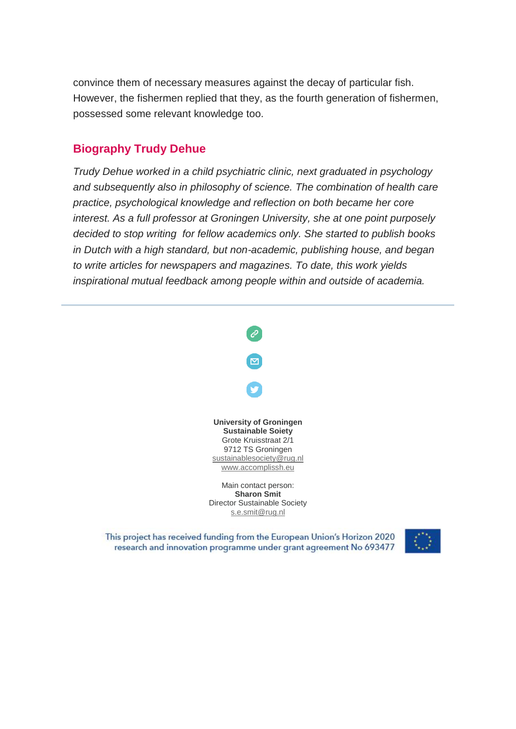convince them of necessary measures against the decay of particular fish. However, the fishermen replied that they, as the fourth generation of fishermen, possessed some relevant knowledge too.

## Biography Trudy Dehue

*Trudy Dehue worked in a child psychiatric clinic, next graduated in psychology and subsequently also in philosophy of science. The combination of health care practice, psychological knowledge and reflection on both became her core interest. As a full professor at Groningen University, she at one point purposely decided to stop writing for fellow academics only. She started to publish books in Dutch with a high standard, but non-academic, publishing house, and began to write articles for newspapers and magazines. To date, this work yields inspirational mutual feedback among people within and outside of academia.*

---

**University of Groningen**
**Sustainable Soiety**
Grote Kruisstraat 2/1
9712 TS Groningen
sustainablesociety@rug.nl
www.accomplissh.eu

Main contact person:
**Sharon Smit**
Director Sustainable Society
s.e.smit@rug.nl

This project has received funding from the European Union's Horizon 2020 research and innovation programme under grant agreement No 693477